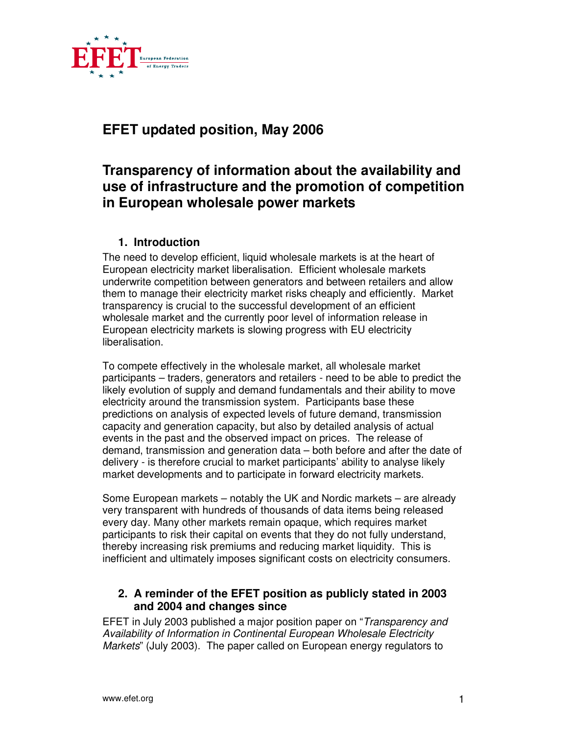# EFET updated position, May 2006

# Transparency of information about the availability and use of infrastructure and the promotion of competition in European wholesale power markets

## 1. Introduction

The need to develop efficient, liquid wholesale markets is at the heart of European electricity market liberalisation. Efficient wholesale markets underwrite competition between generators and between retailers and allow them to manage their electricity market risks cheaply and efficiently. Market transparency is crucial to the successful development of an efficient wholesale market and the currently poor level of information release in European electricity markets is slowing progress with EU electricity liberalisation.

To compete effectively in the wholesale market, all wholesale market participants – traders, generators and retailers - need to be able to predict the likely evolution of supply and demand fundamentals and their ability to move electricity around the transmission system. Participants base these predictions on analysis of expected levels of future demand, transmission capacity and generation capacity, but also by detailed analysis of actual events in the past and the observed impact on prices. The release of demand, transmission and generation data – both before and after the date of delivery - is therefore crucial to market participants' ability to analyse likely market developments and to participate in forward electricity markets.

Some European markets – notably the UK and Nordic markets – are already very transparent with hundreds of thousands of data items being released every day. Many other markets remain opaque, which requires market participants to risk their capital on events that they do not fully understand, thereby increasing risk premiums and reducing market liquidity. This is inefficient and ultimately imposes significant costs on electricity consumers.

## 2. A reminder of the EFET position as publicly stated in 2003 and 2004 and changes since

EFET in July 2003 published a major position paper on "*Transparency and Availability of Information in Continental European Wholesale Electricity Markets*" (July 2003). The paper called on European energy regulators to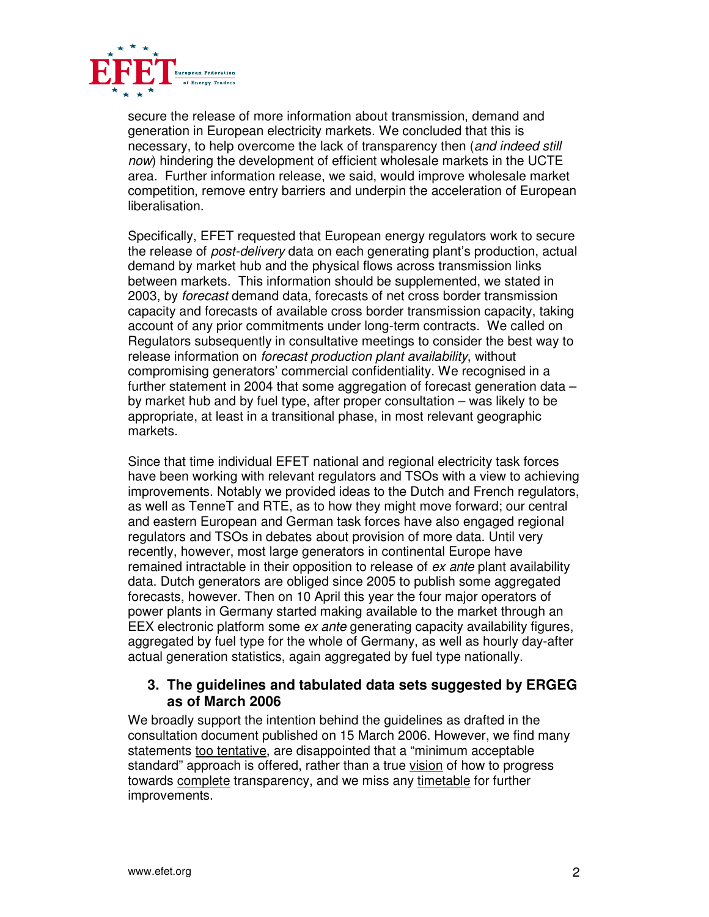secure the release of more information about transmission, demand and generation in European electricity markets. We concluded that this is necessary, to help overcome the lack of transparency then (*and indeed still now*) hindering the development of efficient wholesale markets in the UCTE area. Further information release, we said, would improve wholesale market competition, remove entry barriers and underpin the acceleration of European liberalisation.

Specifically, EFET requested that European energy regulators work to secure the release of *post-delivery* data on each generating plant's production, actual demand by market hub and the physical flows across transmission links between markets. This information should be supplemented, we stated in 2003, by *forecast* demand data, forecasts of net cross border transmission capacity and forecasts of available cross border transmission capacity, taking account of any prior commitments under long-term contracts. We called on Regulators subsequently in consultative meetings to consider the best way to release information on *forecast production plant availability*, without compromising generators' commercial confidentiality. We recognised in a further statement in 2004 that some aggregation of forecast generation data – by market hub and by fuel type, after proper consultation – was likely to be appropriate, at least in a transitional phase, in most relevant geographic markets.

Since that time individual EFET national and regional electricity task forces have been working with relevant regulators and TSOs with a view to achieving improvements. Notably we provided ideas to the Dutch and French regulators, as well as TenneT and RTE, as to how they might move forward; our central and eastern European and German task forces have also engaged regional regulators and TSOs in debates about provision of more data. Until very recently, however, most large generators in continental Europe have remained intractable in their opposition to release of *ex ante* plant availability data. Dutch generators are obliged since 2005 to publish some aggregated forecasts, however. Then on 10 April this year the four major operators of power plants in Germany started making available to the market through an EEX electronic platform some *ex ante* generating capacity availability figures, aggregated by fuel type for the whole of Germany, as well as hourly day-after actual generation statistics, again aggregated by fuel type nationally.

### 3. The guidelines and tabulated data sets suggested by ERGEG as of March 2006

We broadly support the intention behind the guidelines as drafted in the consultation document published on 15 March 2006. However, we find many statements too tentative, are disappointed that a "minimum acceptable standard" approach is offered, rather than a true vision of how to progress towards complete transparency, and we miss any timetable for further improvements.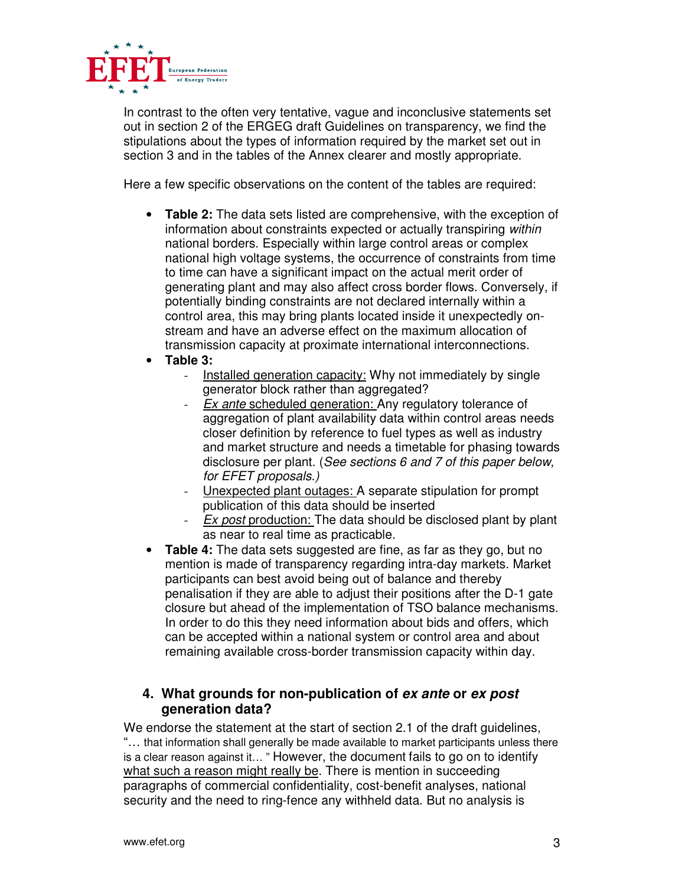In contrast to the often very tentative, vague and inconclusive statements set out in section 2 of the ERGEG draft Guidelines on transparency, we find the stipulations about the types of information required by the market set out in section 3 and in the tables of the Annex clearer and mostly appropriate.

Here a few specific observations on the content of the tables are required:

- **Table 2:** The data sets listed are comprehensive, with the exception of information about constraints expected or actually transpiring *within* national borders. Especially within large control areas or complex national high voltage systems, the occurrence of constraints from time to time can have a significant impact on the actual merit order of generating plant and may also affect cross border flows. Conversely, if potentially binding constraints are not declared internally within a control area, this may bring plants located inside it unexpectedly on-stream and have an adverse effect on the maximum allocation of transmission capacity at proximate international interconnections.
- **Table 3:**
  - <u>Installed generation capacity:</u> Why not immediately by single generator block rather than aggregated?
  - <u>*Ex ante* scheduled generation:</u> Any regulatory tolerance of aggregation of plant availability data within control areas needs closer definition by reference to fuel types as well as industry and market structure and needs a timetable for phasing towards disclosure per plant. (*See sections 6 and 7 of this paper below, for EFET proposals.)*
  - <u>Unexpected plant outages:</u> A separate stipulation for prompt publication of this data should be inserted
  - <u>*Ex post* production:</u> The data should be disclosed plant by plant as near to real time as practicable.
- **Table 4:** The data sets suggested are fine, as far as they go, but no mention is made of transparency regarding intra-day markets. Market participants can best avoid being out of balance and thereby penalisation if they are able to adjust their positions after the D-1 gate closure but ahead of the implementation of TSO balance mechanisms. In order to do this they need information about bids and offers, which can be accepted within a national system or control area and about remaining available cross-border transmission capacity within day.

## 4. What grounds for non-publication of *ex ante* or *ex post* generation data?

We endorse the statement at the start of section 2.1 of the draft guidelines, "… that information shall generally be made available to market participants unless there is a clear reason against it… " However, the document fails to go on to identify <u>what such a reason might really be</u>. There is mention in succeeding paragraphs of commercial confidentiality, cost-benefit analyses, national security and the need to ring-fence any withheld data. But no analysis is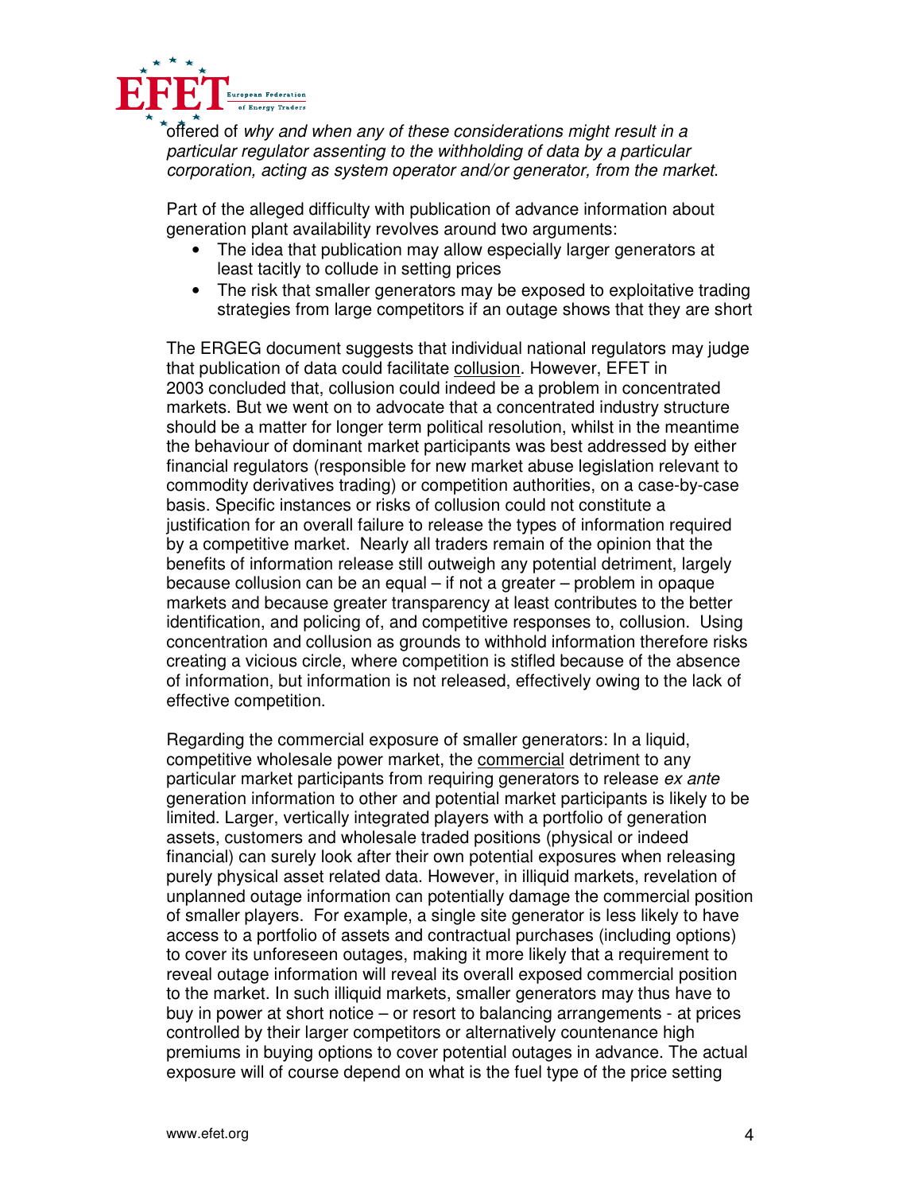offered of *why and when any of these considerations might result in a particular regulator assenting to the withholding of data by a particular corporation, acting as system operator and/or generator, from the market*.

Part of the alleged difficulty with publication of advance information about generation plant availability revolves around two arguments:

- The idea that publication may allow especially larger generators at least tacitly to collude in setting prices
- The risk that smaller generators may be exposed to exploitative trading strategies from large competitors if an outage shows that they are short

The ERGEG document suggests that individual national regulators may judge that publication of data could facilitate <u>collusion</u>. However, EFET in 2003 concluded that, collusion could indeed be a problem in concentrated markets. But we went on to advocate that a concentrated industry structure should be a matter for longer term political resolution, whilst in the meantime the behaviour of dominant market participants was best addressed by either financial regulators (responsible for new market abuse legislation relevant to commodity derivatives trading) or competition authorities, on a case-by-case basis. Specific instances or risks of collusion could not constitute a justification for an overall failure to release the types of information required by a competitive market. Nearly all traders remain of the opinion that the benefits of information release still outweigh any potential detriment, largely because collusion can be an equal – if not a greater – problem in opaque markets and because greater transparency at least contributes to the better identification, and policing of, and competitive responses to, collusion. Using concentration and collusion as grounds to withhold information therefore risks creating a vicious circle, where competition is stifled because of the absence of information, but information is not released, effectively owing to the lack of effective competition.

Regarding the commercial exposure of smaller generators: In a liquid, competitive wholesale power market, the <u>commercial</u> detriment to any particular market participants from requiring generators to release *ex ante* generation information to other and potential market participants is likely to be limited. Larger, vertically integrated players with a portfolio of generation assets, customers and wholesale traded positions (physical or indeed financial) can surely look after their own potential exposures when releasing purely physical asset related data. However, in illiquid markets, revelation of unplanned outage information can potentially damage the commercial position of smaller players. For example, a single site generator is less likely to have access to a portfolio of assets and contractual purchases (including options) to cover its unforeseen outages, making it more likely that a requirement to reveal outage information will reveal its overall exposed commercial position to the market. In such illiquid markets, smaller generators may thus have to buy in power at short notice – or resort to balancing arrangements - at prices controlled by their larger competitors or alternatively countenance high premiums in buying options to cover potential outages in advance. The actual exposure will of course depend on what is the fuel type of the price setting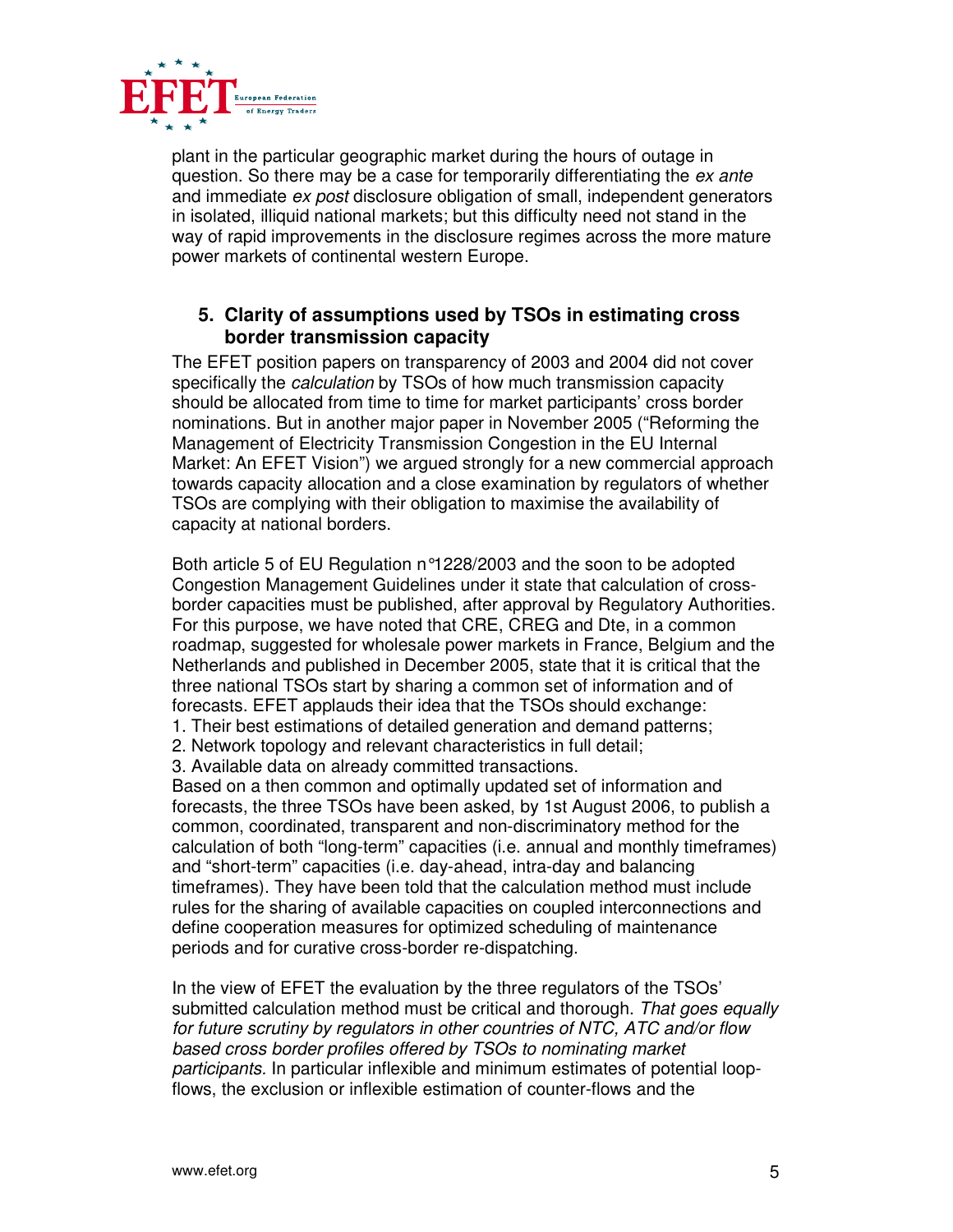plant in the particular geographic market during the hours of outage in question. So there may be a case for temporarily differentiating the *ex ante* and immediate *ex post* disclosure obligation of small, independent generators in isolated, illiquid national markets; but this difficulty need not stand in the way of rapid improvements in the disclosure regimes across the more mature power markets of continental western Europe.

## 5. Clarity of assumptions used by TSOs in estimating cross border transmission capacity

The EFET position papers on transparency of 2003 and 2004 did not cover specifically the *calculation* by TSOs of how much transmission capacity should be allocated from time to time for market participants' cross border nominations. But in another major paper in November 2005 ("Reforming the Management of Electricity Transmission Congestion in the EU Internal Market: An EFET Vision") we argued strongly for a new commercial approach towards capacity allocation and a close examination by regulators of whether TSOs are complying with their obligation to maximise the availability of capacity at national borders.

Both article 5 of EU Regulation n°1228/2003 and the soon to be adopted Congestion Management Guidelines under it state that calculation of cross-border capacities must be published, after approval by Regulatory Authorities. For this purpose, we have noted that CRE, CREG and Dte, in a common roadmap, suggested for wholesale power markets in France, Belgium and the Netherlands and published in December 2005, state that it is critical that the three national TSOs start by sharing a common set of information and of forecasts. EFET applauds their idea that the TSOs should exchange:

1. Their best estimations of detailed generation and demand patterns;
2. Network topology and relevant characteristics in full detail;
3. Available data on already committed transactions.

Based on a then common and optimally updated set of information and forecasts, the three TSOs have been asked, by 1st August 2006, to publish a common, coordinated, transparent and non-discriminatory method for the calculation of both "long-term" capacities (i.e. annual and monthly timeframes) and "short-term" capacities (i.e. day-ahead, intra-day and balancing timeframes). They have been told that the calculation method must include rules for the sharing of available capacities on coupled interconnections and define cooperation measures for optimized scheduling of maintenance periods and for curative cross-border re-dispatching.

In the view of EFET the evaluation by the three regulators of the TSOs' submitted calculation method must be critical and thorough. *That goes equally for future scrutiny by regulators in other countries of NTC, ATC and/or flow based cross border profiles offered by TSOs to nominating market participants.* In particular inflexible and minimum estimates of potential loop-flows, the exclusion or inflexible estimation of counter-flows and the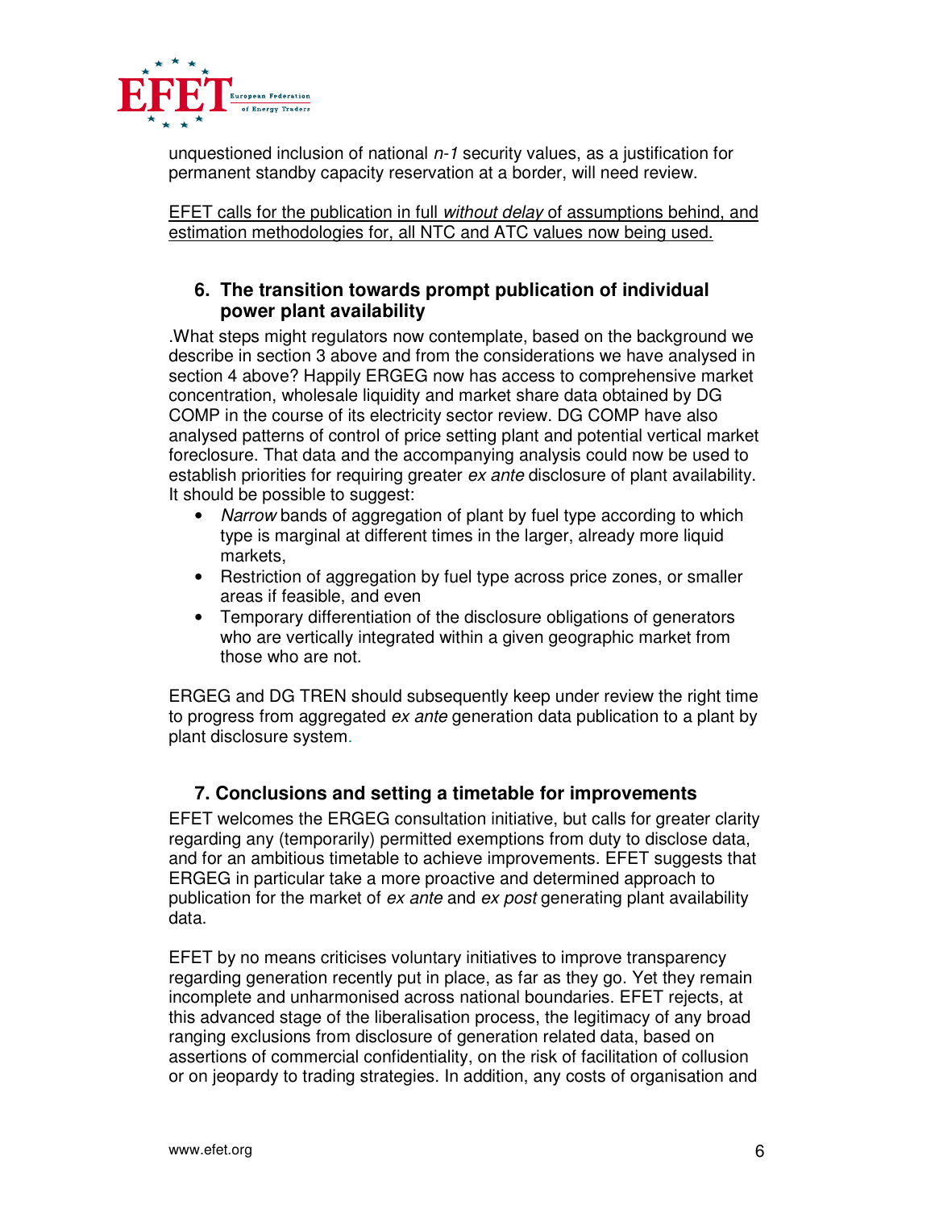unquestioned inclusion of national *n-1* security values, as a justification for permanent standby capacity reservation at a border, will need review.

<u>EFET calls for the publication in full *without delay* of assumptions behind, and estimation methodologies for, all NTC and ATC values now being used.</u>

### 6. The transition towards prompt publication of individual power plant availability

.What steps might regulators now contemplate, based on the background we describe in section 3 above and from the considerations we have analysed in section 4 above? Happily ERGEG now has access to comprehensive market concentration, wholesale liquidity and market share data obtained by DG COMP in the course of its electricity sector review. DG COMP have also analysed patterns of control of price setting plant and potential vertical market foreclosure. That data and the accompanying analysis could now be used to establish priorities for requiring greater *ex ante* disclosure of plant availability. It should be possible to suggest:

- *Narrow* bands of aggregation of plant by fuel type according to which type is marginal at different times in the larger, already more liquid markets,
- Restriction of aggregation by fuel type across price zones, or smaller areas if feasible, and even
- Temporary differentiation of the disclosure obligations of generators who are vertically integrated within a given geographic market from those who are not.

ERGEG and DG TREN should subsequently keep under review the right time to progress from aggregated *ex ante* generation data publication to a plant by plant disclosure system.

### 7. Conclusions and setting a timetable for improvements

EFET welcomes the ERGEG consultation initiative, but calls for greater clarity regarding any (temporarily) permitted exemptions from duty to disclose data, and for an ambitious timetable to achieve improvements. EFET suggests that ERGEG in particular take a more proactive and determined approach to publication for the market of *ex ante* and *ex post* generating plant availability data.

EFET by no means criticises voluntary initiatives to improve transparency regarding generation recently put in place, as far as they go. Yet they remain incomplete and unharmonised across national boundaries. EFET rejects, at this advanced stage of the liberalisation process, the legitimacy of any broad ranging exclusions from disclosure of generation related data, based on assertions of commercial confidentiality, on the risk of facilitation of collusion or on jeopardy to trading strategies. In addition, any costs of organisation and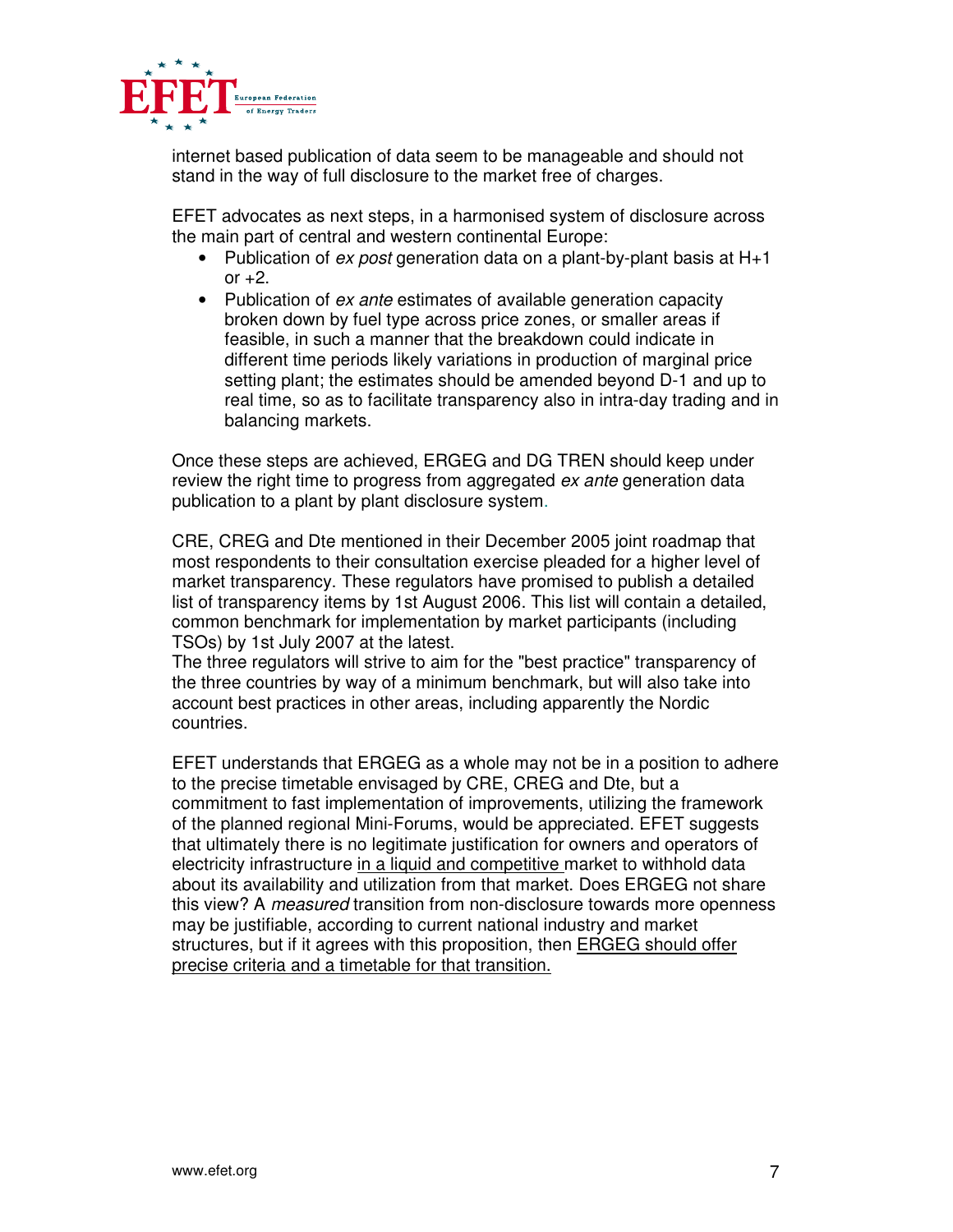internet based publication of data seem to be manageable and should not stand in the way of full disclosure to the market free of charges.

EFET advocates as next steps, in a harmonised system of disclosure across the main part of central and western continental Europe:

- Publication of *ex post* generation data on a plant-by-plant basis at H+1 or +2.
- Publication of *ex ante* estimates of available generation capacity broken down by fuel type across price zones, or smaller areas if feasible, in such a manner that the breakdown could indicate in different time periods likely variations in production of marginal price setting plant; the estimates should be amended beyond D-1 and up to real time, so as to facilitate transparency also in intra-day trading and in balancing markets.

Once these steps are achieved, ERGEG and DG TREN should keep under review the right time to progress from aggregated *ex ante* generation data publication to a plant by plant disclosure system.

CRE, CREG and Dte mentioned in their December 2005 joint roadmap that most respondents to their consultation exercise pleaded for a higher level of market transparency. These regulators have promised to publish a detailed list of transparency items by 1st August 2006. This list will contain a detailed, common benchmark for implementation by market participants (including TSOs) by 1st July 2007 at the latest.
The three regulators will strive to aim for the "best practice" transparency of the three countries by way of a minimum benchmark, but will also take into account best practices in other areas, including apparently the Nordic countries.

EFET understands that ERGEG as a whole may not be in a position to adhere to the precise timetable envisaged by CRE, CREG and Dte, but a commitment to fast implementation of improvements, utilizing the framework of the planned regional Mini-Forums, would be appreciated. EFET suggests that ultimately there is no legitimate justification for owners and operators of electricity infrastructure <u>in a liquid and competitive</u> market to withhold data about its availability and utilization from that market. Does ERGEG not share this view? A *measured* transition from non-disclosure towards more openness may be justifiable, according to current national industry and market structures, but if it agrees with this proposition, then <u>ERGEG should offer precise criteria and a timetable for that transition.</u>